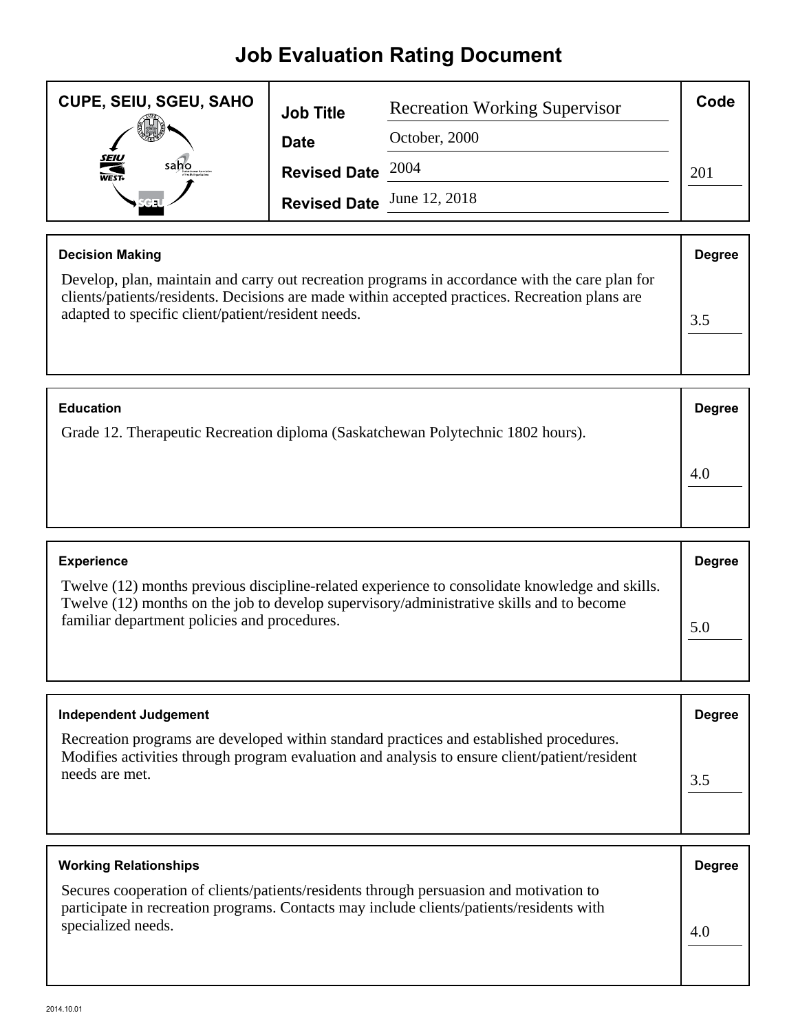# Job Evaluation Rating Document

**CUPE, SEIU, SGEU, SAHO**

| | | |
|---|---|---|
| **Job Title** | Recreation Working Supervisor | **Code** |
| **Date** | October, 2000 | |
| **Revised Date** | 2004 | 201 |
| **Revised Date** | June 12, 2018 | |

| **Decision Making** | **Degree** |
|---|---|
| Develop, plan, maintain and carry out recreation programs in accordance with the care plan for clients/patients/residents. Decisions are made within accepted practices. Recreation plans are adapted to specific client/patient/resident needs. | 3.5 |

| **Education** | **Degree** |
|---|---|
| Grade 12. Therapeutic Recreation diploma (Saskatchewan Polytechnic 1802 hours). | 4.0 |

| **Experience** | **Degree** |
|---|---|
| Twelve (12) months previous discipline-related experience to consolidate knowledge and skills. Twelve (12) months on the job to develop supervisory/administrative skills and to become familiar department policies and procedures. | 5.0 |

| **Independent Judgement** | **Degree** |
|---|---|
| Recreation programs are developed within standard practices and established procedures. Modifies activities through program evaluation and analysis to ensure client/patient/resident needs are met. | 3.5 |

| **Working Relationships** | **Degree** |
|---|---|
| Secures cooperation of clients/patients/residents through persuasion and motivation to participate in recreation programs. Contacts may include clients/patients/residents with specialized needs. | 4.0 |

2014.10.01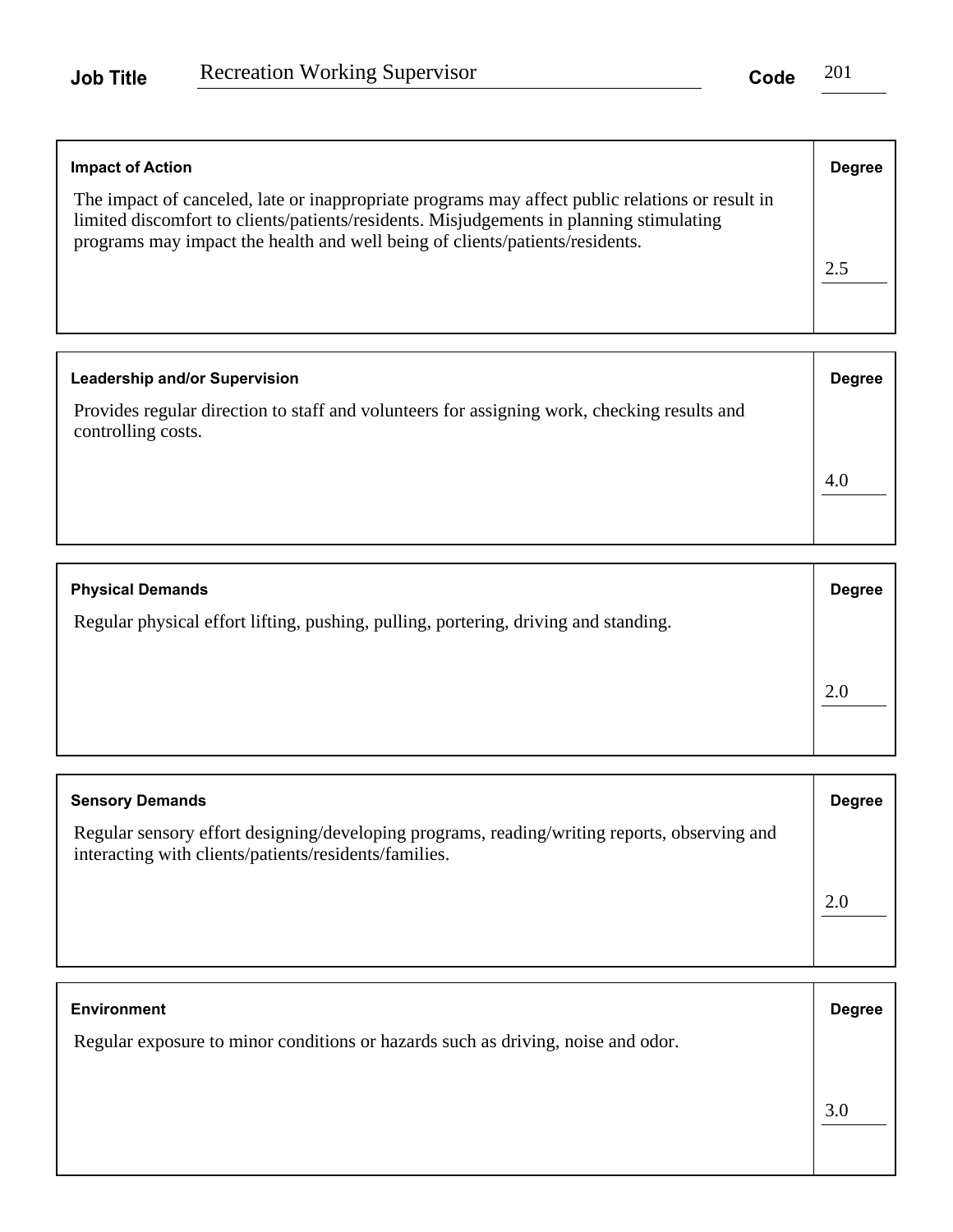**Job Title** Recreation Working Supervisor **Code** 201

| **Impact of Action** | **Degree** |
| --- | --- |
| The impact of canceled, late or inappropriate programs may affect public relations or result in limited discomfort to clients/patients/residents. Misjudgements in planning stimulating programs may impact the health and well being of clients/patients/residents. | 2.5 |

| **Leadership and/or Supervision** | **Degree** |
| --- | --- |
| Provides regular direction to staff and volunteers for assigning work, checking results and controlling costs. | 4.0 |

| **Physical Demands** | **Degree** |
| --- | --- |
| Regular physical effort lifting, pushing, pulling, portering, driving and standing. | 2.0 |

| **Sensory Demands** | **Degree** |
| --- | --- |
| Regular sensory effort designing/developing programs, reading/writing reports, observing and interacting with clients/patients/residents/families. | 2.0 |

| **Environment** | **Degree** |
| --- | --- |
| Regular exposure to minor conditions or hazards such as driving, noise and odor. | 3.0 |